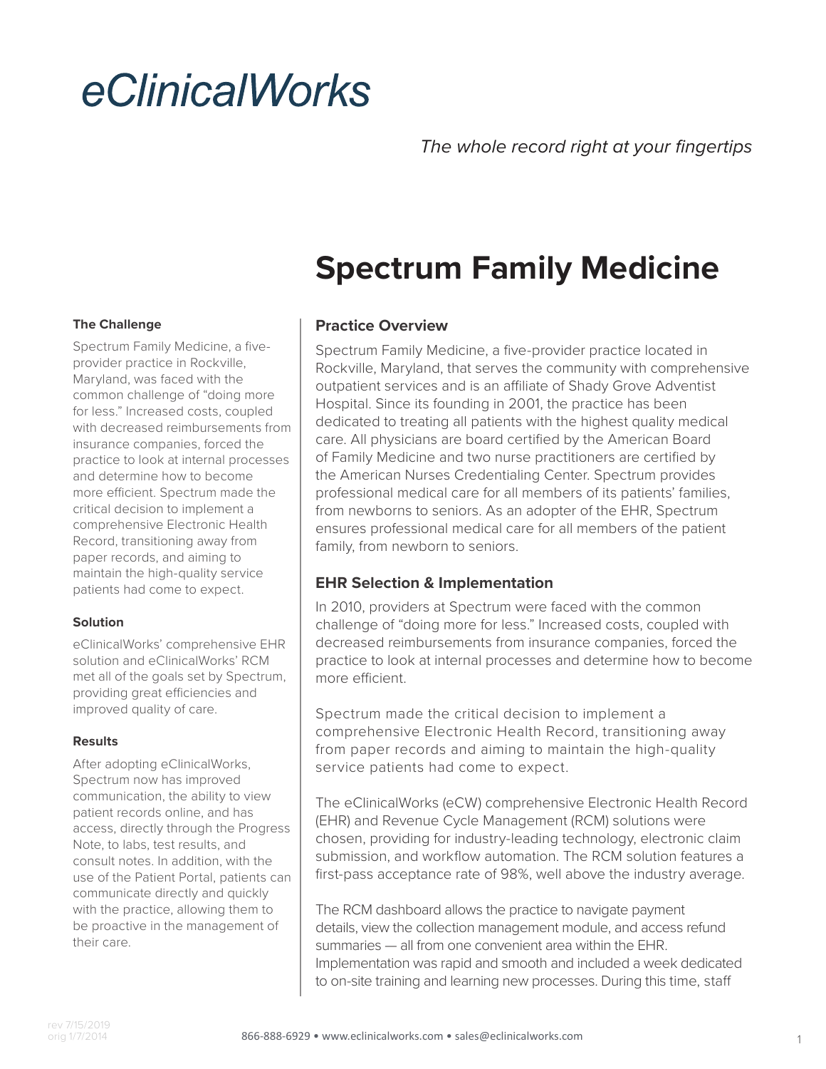# eClinicalWorks

*The whole record right at your fingertips*

# Spectrum Family Medicine

### The Challenge

Spectrum Family Medicine, a five-provider practice in Rockville, Maryland, was faced with the common challenge of "doing more for less." Increased costs, coupled with decreased reimbursements from insurance companies, forced the practice to look at internal processes and determine how to become more efficient. Spectrum made the critical decision to implement a comprehensive Electronic Health Record, transitioning away from paper records, and aiming to maintain the high-quality service patients had come to expect.

### Solution

eClinicalWorks' comprehensive EHR solution and eClinicalWorks' RCM met all of the goals set by Spectrum, providing great efficiencies and improved quality of care.

### Results

After adopting eClinicalWorks, Spectrum now has improved communication, the ability to view patient records online, and has access, directly through the Progress Note, to labs, test results, and consult notes. In addition, with the use of the Patient Portal, patients can communicate directly and quickly with the practice, allowing them to be proactive in the management of their care.

## Practice Overview

Spectrum Family Medicine, a five-provider practice located in Rockville, Maryland, that serves the community with comprehensive outpatient services and is an affiliate of Shady Grove Adventist Hospital. Since its founding in 2001, the practice has been dedicated to treating all patients with the highest quality medical care. All physicians are board certified by the American Board of Family Medicine and two nurse practitioners are certified by the American Nurses Credentialing Center. Spectrum provides professional medical care for all members of its patients' families, from newborns to seniors. As an adopter of the EHR, Spectrum ensures professional medical care for all members of the patient family, from newborn to seniors.

## EHR Selection & Implementation

In 2010, providers at Spectrum were faced with the common challenge of "doing more for less." Increased costs, coupled with decreased reimbursements from insurance companies, forced the practice to look at internal processes and determine how to become more efficient.

Spectrum made the critical decision to implement a comprehensive Electronic Health Record, transitioning away from paper records and aiming to maintain the high-quality service patients had come to expect.

The eClinicalWorks (eCW) comprehensive Electronic Health Record (EHR) and Revenue Cycle Management (RCM) solutions were chosen, providing for industry-leading technology, electronic claim submission, and workflow automation. The RCM solution features a first-pass acceptance rate of 98%, well above the industry average.

The RCM dashboard allows the practice to navigate payment details, view the collection management module, and access refund summaries — all from one convenient area within the EHR. Implementation was rapid and smooth and included a week dedicated to on-site training and learning new processes. During this time, staff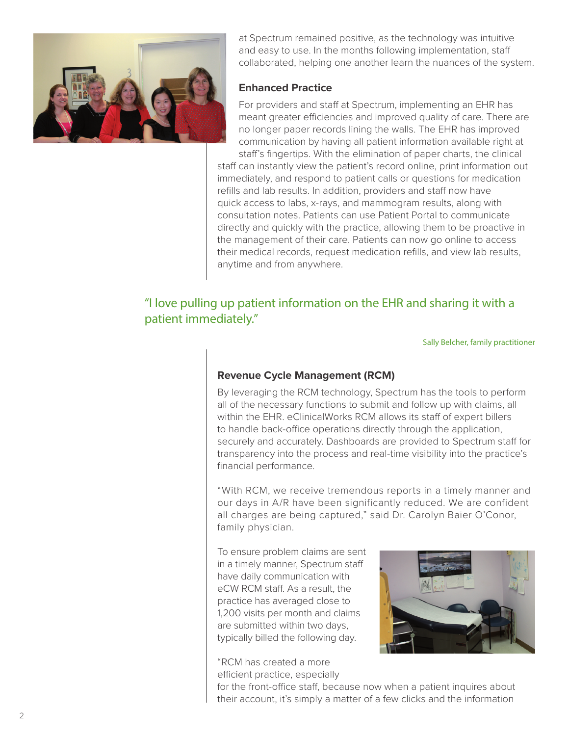at Spectrum remained positive, as the technology was intuitive and easy to use. In the months following implementation, staff collaborated, helping one another learn the nuances of the system.

### Enhanced Practice

For providers and staff at Spectrum, implementing an EHR has meant greater efficiencies and improved quality of care. There are no longer paper records lining the walls. The EHR has improved communication by having all patient information available right at staff's fingertips. With the elimination of paper charts, the clinical staff can instantly view the patient's record online, print information out immediately, and respond to patient calls or questions for medication refills and lab results. In addition, providers and staff now have quick access to labs, x-rays, and mammogram results, along with consultation notes. Patients can use Patient Portal to communicate directly and quickly with the practice, allowing them to be proactive in the management of their care. Patients can now go online to access their medical records, request medication refills, and view lab results, anytime and from anywhere.

> "I love pulling up patient information on the EHR and sharing it with a patient immediately."
>
> Sally Belcher, family practitioner

### Revenue Cycle Management (RCM)

By leveraging the RCM technology, Spectrum has the tools to perform all of the necessary functions to submit and follow up with claims, all within the EHR. eClinicalWorks RCM allows its staff of expert billers to handle back-office operations directly through the application, securely and accurately. Dashboards are provided to Spectrum staff for transparency into the process and real-time visibility into the practice's financial performance.

"With RCM, we receive tremendous reports in a timely manner and our days in A/R have been significantly reduced. We are confident all charges are being captured," said Dr. Carolyn Baier O'Conor, family physician.

To ensure problem claims are sent in a timely manner, Spectrum staff have daily communication with eCW RCM staff. As a result, the practice has averaged close to 1,200 visits per month and claims are submitted within two days, typically billed the following day.

"RCM has created a more efficient practice, especially for the front-office staff, because now when a patient inquires about their account, it's simply a matter of a few clicks and the information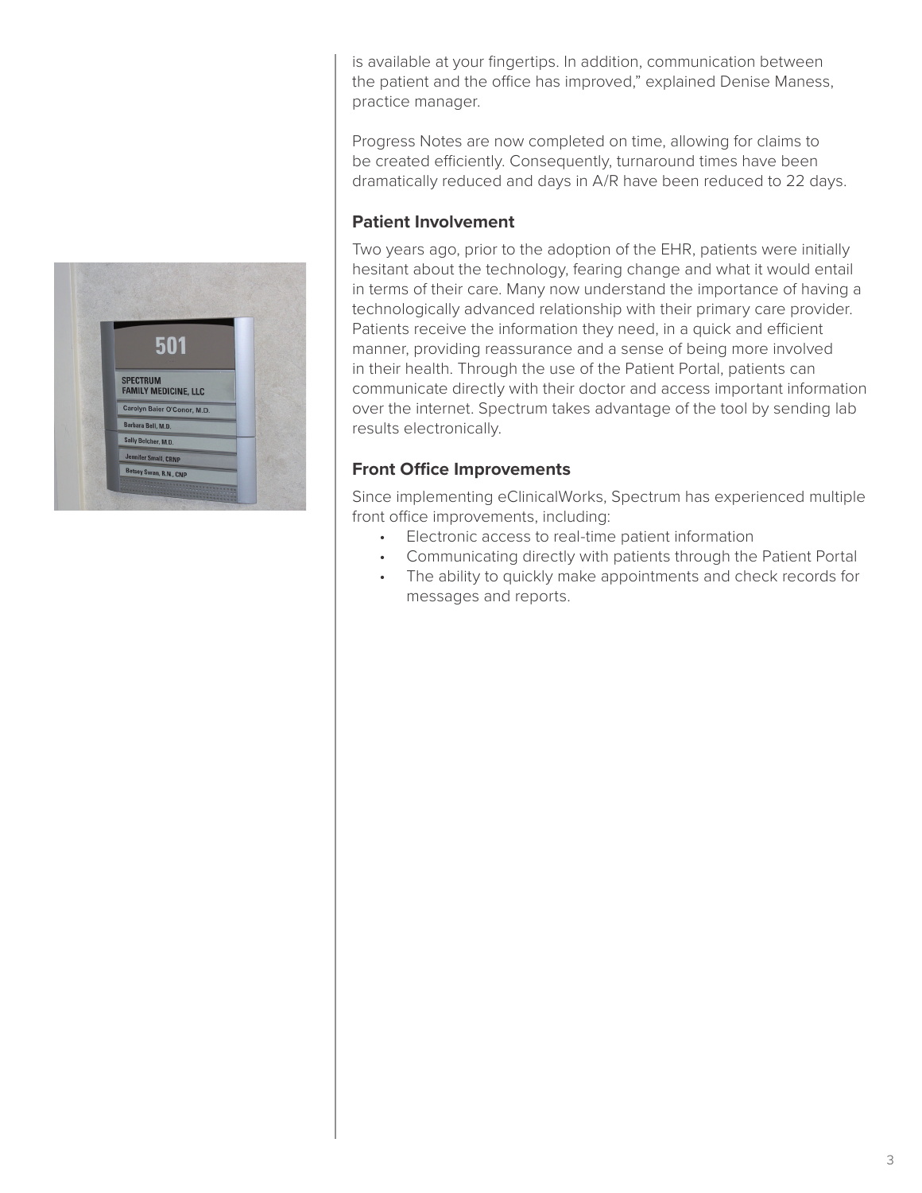is available at your fingertips. In addition, communication between the patient and the office has improved," explained Denise Maness, practice manager.

Progress Notes are now completed on time, allowing for claims to be created efficiently. Consequently, turnaround times have been dramatically reduced and days in A/R have been reduced to 22 days.

### Patient Involvement

Two years ago, prior to the adoption of the EHR, patients were initially hesitant about the technology, fearing change and what it would entail in terms of their care. Many now understand the importance of having a technologically advanced relationship with their primary care provider. Patients receive the information they need, in a quick and efficient manner, providing reassurance and a sense of being more involved in their health. Through the use of the Patient Portal, patients can communicate directly with their doctor and access important information over the internet. Spectrum takes advantage of the tool by sending lab results electronically.

### Front Office Improvements

Since implementing eClinicalWorks, Spectrum has experienced multiple front office improvements, including:

- Electronic access to real-time patient information
- Communicating directly with patients through the Patient Portal
- The ability to quickly make appointments and check records for messages and reports.